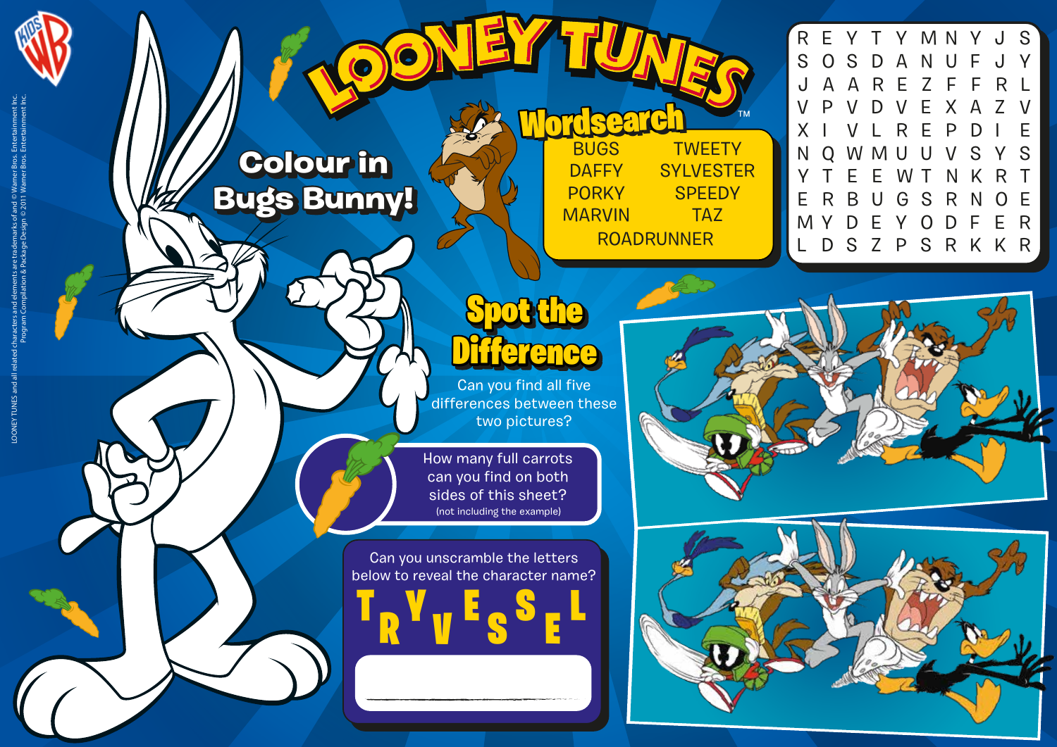# LOONEY TUNES

## Colour in Bugs Bunny!

## Wordsearch

| | |
|---|---|
| BUGS | TWEETY |
| DAFFY | SYLVESTER |
| PORKY | SPEEDY |
| MARVIN | TAZ |
| ROADRUNNER | |

```
R E Y T Y M N Y J S
S O S D A N U F J Y
J A A R E Z F F R L
V P V D V E X A Z V
X I V L R E P D I E
N Q W M U U V S Y S
Y T E E W T N K R T
E R B U G S R N O E
M Y D E Y O D F E R
L D S Z P S R K K R
```

## Spot the Difference

Can you find all five differences between these two pictures?

How many full carrots can you find on both sides of this sheet?
(not including the example)

Can you unscramble the letters below to reveal the character name?

T R Y V E S S E L

LOONEY TUNES and all related characters and elements are trademarks of and © Warner Bros. Entertainment Inc.
Program Compilation & Package Design © 2011 Warner Bros. Entertainment Inc.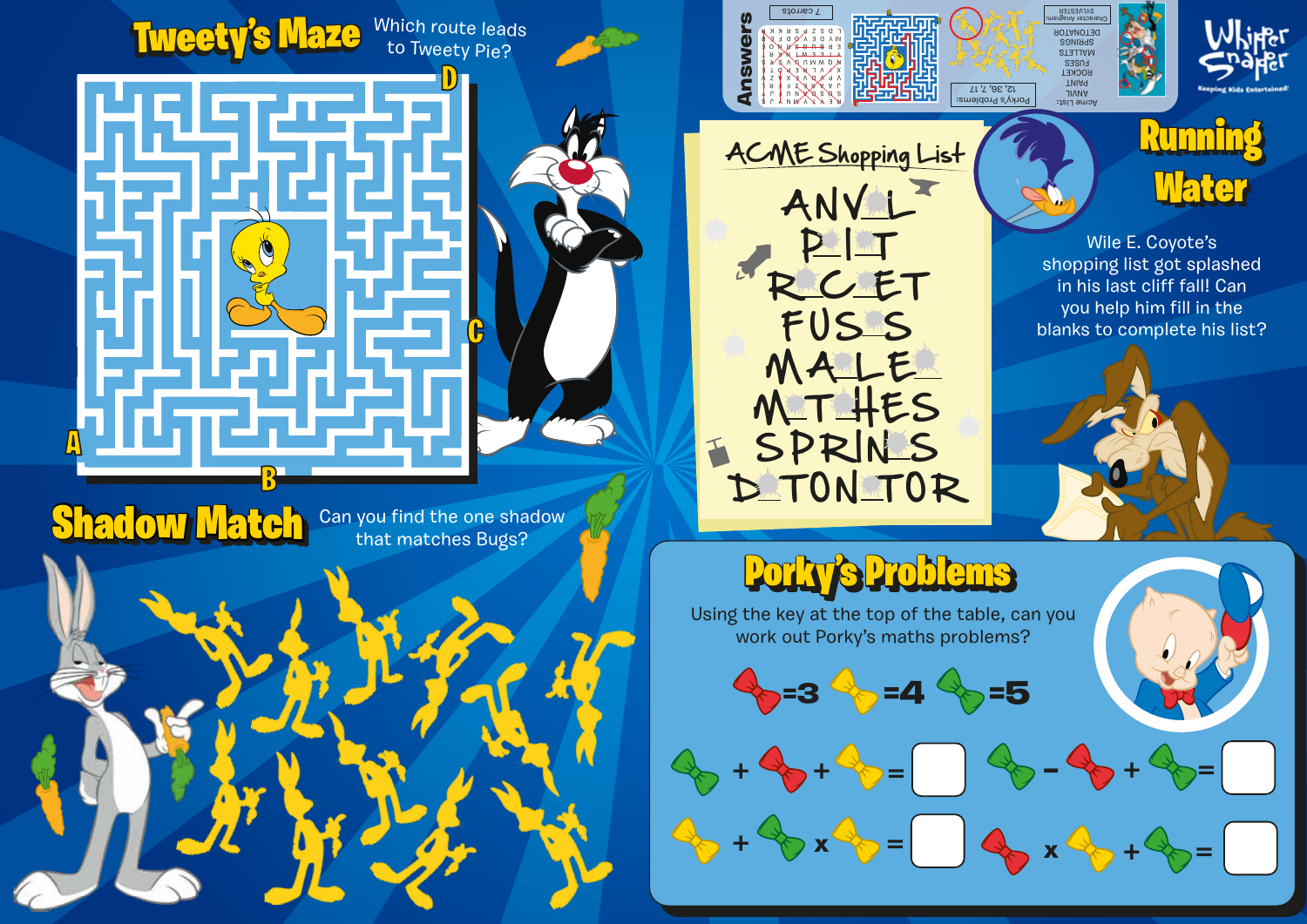## Tweety's Maze

Which route leads to Tweety Pie?

D

C

A

B

## Shadow Match

Can you find the one shadow that matches Bugs?

## Running Water

Wile E. Coyote's shopping list got splashed in his last cliff fall! Can you help him fill in the blanks to complete his list?

ACME Shopping List

ANV_L
P_I_T
R_C_ET
FUS_S
MA_LE_
M_T_HES
SPRIN_S
D_TON_TOR

## Porky's Problems

Using the key at the top of the table, can you work out Porky's maths problems?

red bow tie = 3 yellow bow tie = 4 green bow tie = 5

green + red + yellow =

green − red + green =

yellow + green x yellow =

red x yellow + green =

## Answers

Acme List: ANVIL, PAINT, ROCKET, FUSES, MALLETS, SPRINGS, DETONATOR

Porky's Problems: 12, 36, 7, 17

Character Anagrams: SYLVESTER

7 carrots

Whipper Snapper

Keeping Kids Entertained!